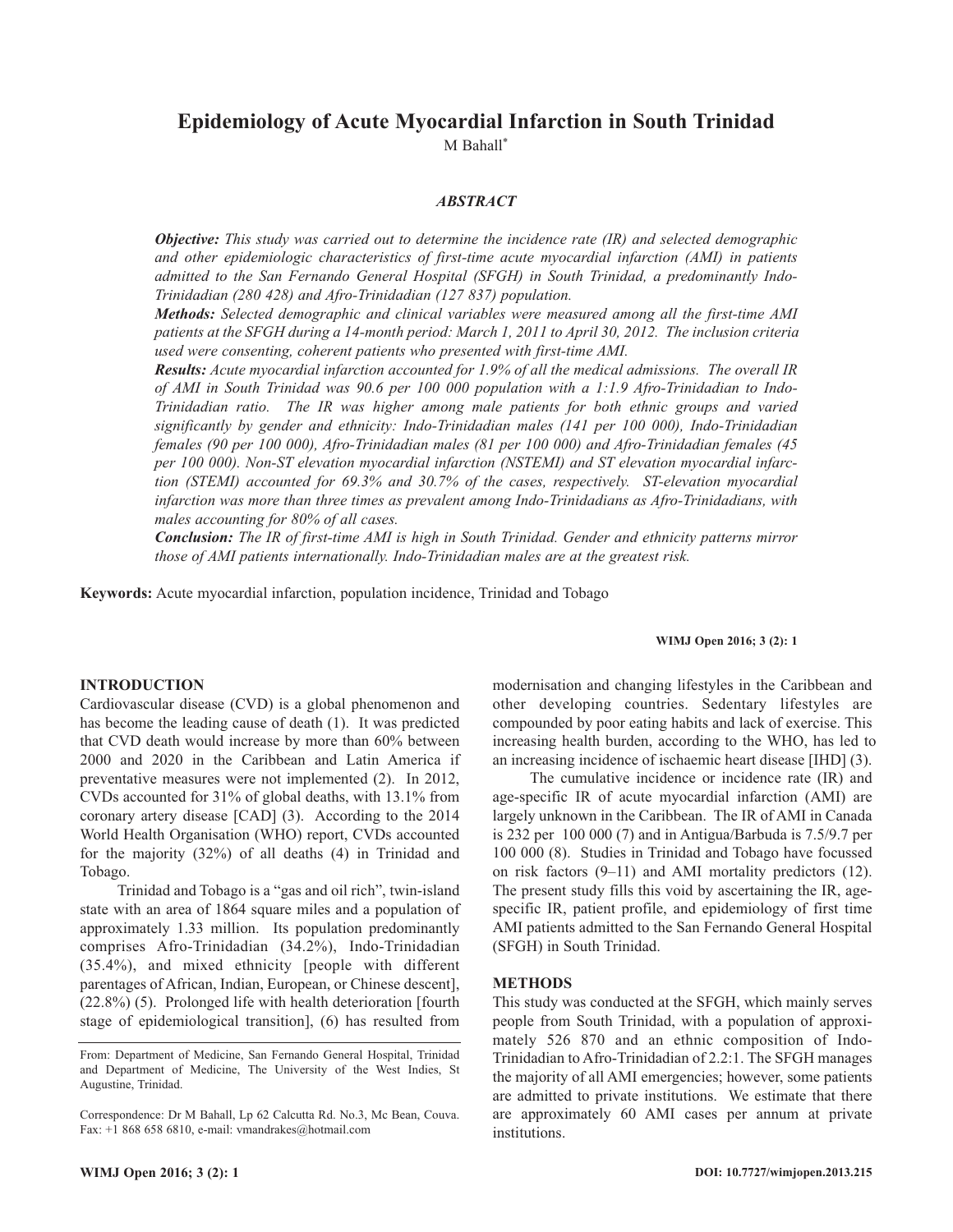# Epidemiology of Acute Myocardial Infarction in South Trinidad

M Bahall*

## ABSTRACT

***Objective:*** *This study was carried out to determine the incidence rate (IR) and selected demographic and other epidemiologic characteristics of first-time acute myocardial infarction (AMI) in patients admitted to the San Fernando General Hospital (SFGH) in South Trinidad, a predominantly Indo-Trinidadian (280 428) and Afro-Trinidadian (127 837) population.*

***Methods:*** *Selected demographic and clinical variables were measured among all the first-time AMI patients at the SFGH during a 14-month period: March 1, 2011 to April 30, 2012. The inclusion criteria used were consenting, coherent patients who presented with first-time AMI.*

***Results:*** *Acute myocardial infarction accounted for 1.9% of all the medical admissions. The overall IR of AMI in South Trinidad was 90.6 per 100 000 population with a 1:1.9 Afro-Trinidadian to Indo-Trinidadian ratio. The IR was higher among male patients for both ethnic groups and varied significantly by gender and ethnicity: Indo-Trinidadian males (141 per 100 000), Indo-Trinidadian females (90 per 100 000), Afro-Trinidadian males (81 per 100 000) and Afro-Trinidadian females (45 per 100 000). Non-ST elevation myocardial infarction (NSTEMI) and ST elevation myocardial infarction (STEMI) accounted for 69.3% and 30.7% of the cases, respectively. ST-elevation myocardial infarction was more than three times as prevalent among Indo-Trinidadians as Afro-Trinidadians, with males accounting for 80% of all cases.*

***Conclusion:*** *The IR of first-time AMI is high in South Trinidad. Gender and ethnicity patterns mirror those of AMI patients internationally. Indo-Trinidadian males are at the greatest risk.*

**Keywords:** Acute myocardial infarction, population incidence, Trinidad and Tobago

## INTRODUCTION

Cardiovascular disease (CVD) is a global phenomenon and has become the leading cause of death (1). It was predicted that CVD death would increase by more than 60% between 2000 and 2020 in the Caribbean and Latin America if preventative measures were not implemented (2). In 2012, CVDs accounted for 31% of global deaths, with 13.1% from coronary artery disease [CAD] (3). According to the 2014 World Health Organisation (WHO) report, CVDs accounted for the majority (32%) of all deaths (4) in Trinidad and Tobago.

Trinidad and Tobago is a "gas and oil rich", twin-island state with an area of 1864 square miles and a population of approximately 1.33 million. Its population predominantly comprises Afro-Trinidadian (34.2%), Indo-Trinidadian (35.4%), and mixed ethnicity [people with different parentages of African, Indian, European, or Chinese descent], (22.8%) (5). Prolonged life with health deterioration [fourth stage of epidemiological transition], (6) has resulted from modernisation and changing lifestyles in the Caribbean and other developing countries. Sedentary lifestyles are compounded by poor eating habits and lack of exercise. This increasing health burden, according to the WHO, has led to an increasing incidence of ischaemic heart disease [IHD] (3).

The cumulative incidence or incidence rate (IR) and age-specific IR of acute myocardial infarction (AMI) are largely unknown in the Caribbean. The IR of AMI in Canada is 232 per 100 000 (7) and in Antigua/Barbuda is 7.5/9.7 per 100 000 (8). Studies in Trinidad and Tobago have focussed on risk factors (9–11) and AMI mortality predictors (12). The present study fills this void by ascertaining the IR, age-specific IR, patient profile, and epidemiology of first time AMI patients admitted to the San Fernando General Hospital (SFGH) in South Trinidad.

## METHODS

This study was conducted at the SFGH, which mainly serves people from South Trinidad, with a population of approximately 526 870 and an ethnic composition of Indo-Trinidadian to Afro-Trinidadian of 2.2:1. The SFGH manages the majority of all AMI emergencies; however, some patients are admitted to private institutions. We estimate that there are approximately 60 AMI cases per annum at private institutions.

From: Department of Medicine, San Fernando General Hospital, Trinidad and Department of Medicine, The University of the West Indies, St Augustine, Trinidad.

Correspondence: Dr M Bahall, Lp 62 Calcutta Rd. No.3, Mc Bean, Couva. Fax: +1 868 658 6810, e-mail: vmandrakes@hotmail.com

DOI: 10.7727/wimjopen.2013.215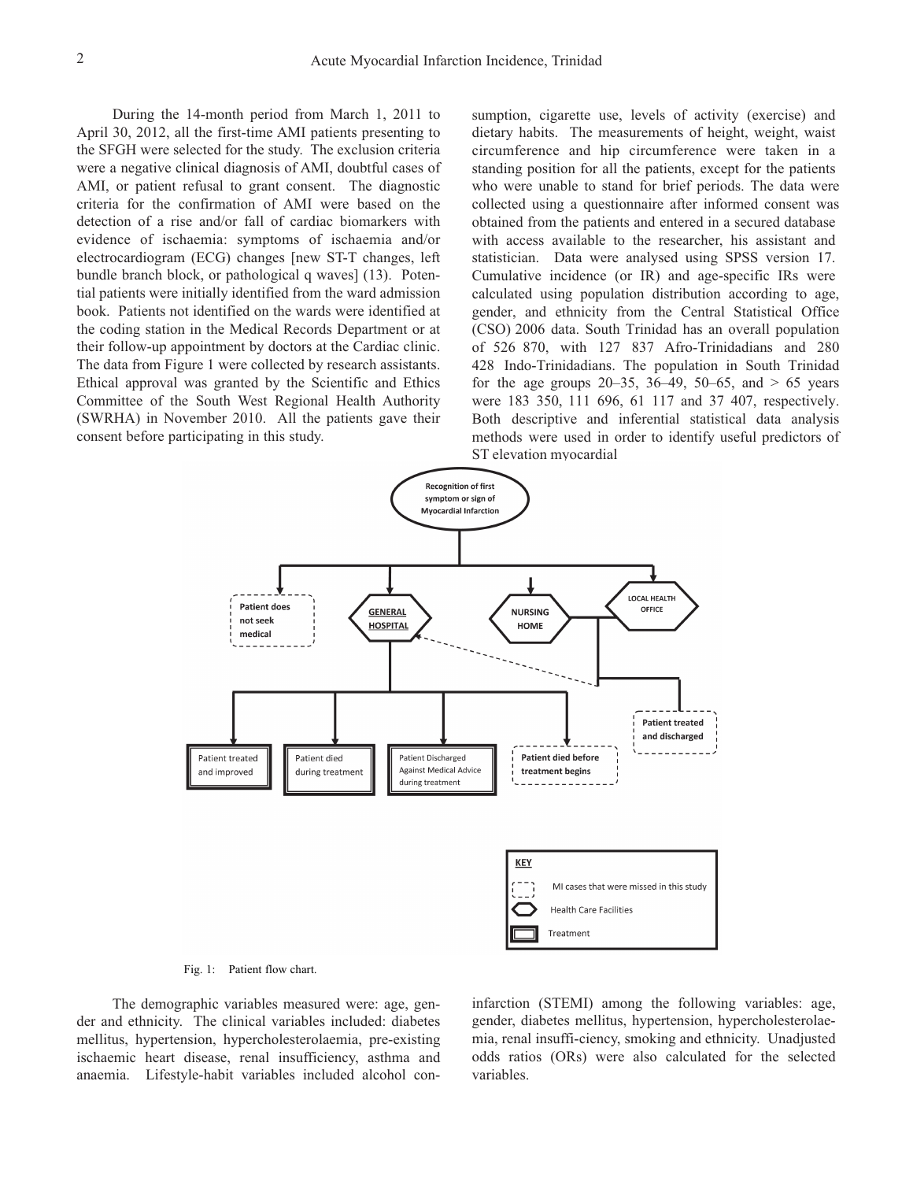During the 14-month period from March 1, 2011 to April 30, 2012, all the first-time AMI patients presenting to the SFGH were selected for the study. The exclusion criteria were a negative clinical diagnosis of AMI, doubtful cases of AMI, or patient refusal to grant consent. The diagnostic criteria for the confirmation of AMI were based on the detection of a rise and/or fall of cardiac biomarkers with evidence of ischaemia: symptoms of ischaemia and/or electrocardiogram (ECG) changes [new ST-T changes, left bundle branch block, or pathological q waves] (13). Potential patients were initially identified from the ward admission book. Patients not identified on the wards were identified at the coding station in the Medical Records Department or at their follow-up appointment by doctors at the Cardiac clinic. The data from Figure 1 were collected by research assistants. Ethical approval was granted by the Scientific and Ethics Committee of the South West Regional Health Authority (SWRHA) in November 2010. All the patients gave their consent before participating in this study.

sumption, cigarette use, levels of activity (exercise) and dietary habits. The measurements of height, weight, waist circumference and hip circumference were taken in a standing position for all the patients, except for the patients who were unable to stand for brief periods. The data were collected using a questionnaire after informed consent was obtained from the patients and entered in a secured database with access available to the researcher, his assistant and statistician. Data were analysed using SPSS version 17. Cumulative incidence (or IR) and age-specific IRs were calculated using population distribution according to age, gender, and ethnicity from the Central Statistical Office (CSO) 2006 data. South Trinidad has an overall population of 526 870, with 127 837 Afro-Trinidadians and 280 428 Indo-Trinidadians. The population in South Trinidad for the age groups 20–35, 36–49, 50–65, and > 65 years were 183 350, 111 696, 61 117 and 37 407, respectively. Both descriptive and inferential statistical data analysis methods were used in order to identify useful predictors of ST elevation myocardial

Recognition of first symptom or sign of Myocardial Infarction

Patient does not seek medical | GENERAL HOSPITAL | NURSING HOME | LOCAL HEALTH OFFICE

Patient treated and discharged

Patient treated and improved | Patient died during treatment | Patient Discharged Against Medical Advice during treatment | Patient died before treatment begins

KEY: MI cases that were missed in this study; Health Care Facilities; Treatment

Fig. 1: Patient flow chart.

The demographic variables measured were: age, gender and ethnicity. The clinical variables included: diabetes mellitus, hypertension, hypercholesterolaemia, pre-existing ischaemic heart disease, renal insufficiency, asthma and anaemia. Lifestyle-habit variables included alcohol con-

infarction (STEMI) among the following variables: age, gender, diabetes mellitus, hypertension, hypercholesterolaemia, renal insuffi-ciency, smoking and ethnicity. Unadjusted odds ratios (ORs) were also calculated for the selected variables.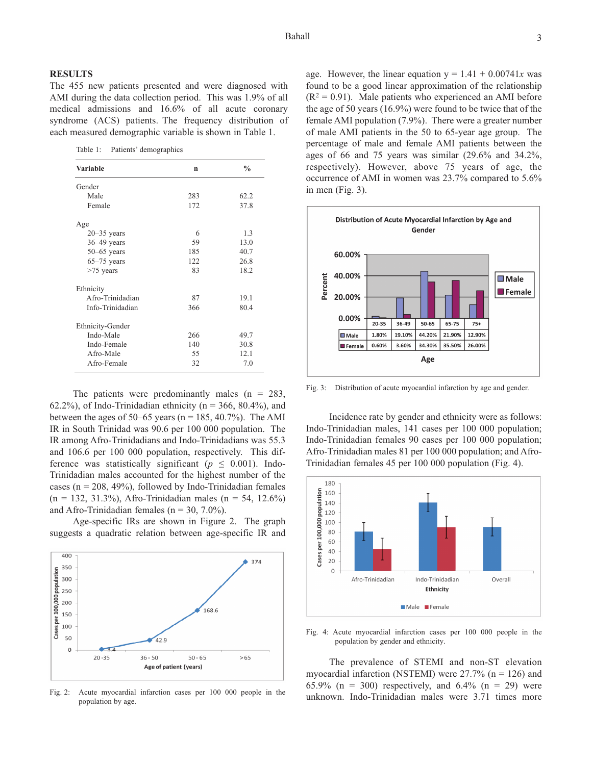## RESULTS

The 455 new patients presented and were diagnosed with AMI during the data collection period. This was 1.9% of all medical admissions and 16.6% of all acute coronary syndrome (ACS) patients. The frequency distribution of each measured demographic variable is shown in Table 1.

Table 1: Patients' demographics

| Variable | n | % |
|---|---|---|
| Gender | | |
| Male | 283 | 62.2 |
| Female | 172 | 37.8 |
| Age | | |
| 20–35 years | 6 | 1.3 |
| 36–49 years | 59 | 13.0 |
| 50–65 years | 185 | 40.7 |
| 65–75 years | 122 | 26.8 |
| >75 years | 83 | 18.2 |
| Ethnicity | | |
| Afro-Trinidadian | 87 | 19.1 |
| Info-Trinidadian | 366 | 80.4 |
| Ethnicity-Gender | | |
| Indo-Male | 266 | 49.7 |
| Indo-Female | 140 | 30.8 |
| Afro-Male | 55 | 12.1 |
| Afro-Female | 32 | 7.0 |

The patients were predominantly males (n = 283, 62.2%), of Indo-Trinidadian ethnicity (n = 366, 80.4%), and between the ages of 50–65 years (n = 185, 40.7%). The AMI IR in South Trinidad was 90.6 per 100 000 population. The IR among Afro-Trinidadians and Indo-Trinidadians was 55.3 and 106.6 per 100 000 population, respectively. This difference was statistically significant ($p \leq 0.001$). Indo-Trinidadian males accounted for the highest number of the cases (n = 208, 49%), followed by Indo-Trinidadian females (n = 132, 31.3%), Afro-Trinidadian males (n = 54, 12.6%) and Afro-Trinidadian females (n = 30, 7.0%).

Age-specific IRs are shown in Figure 2. The graph suggests a quadratic relation between age-specific IR and age. However, the linear equation $y = 1.41 + 0.00741x$ was found to be a good linear approximation of the relationship ($R^2 = 0.91$). Male patients who experienced an AMI before the age of 50 years (16.9%) were found to be twice that of the female AMI population (7.9%). There were a greater number of male AMI patients in the 50 to 65-year age group. The percentage of male and female AMI patients between the ages of 66 and 75 years was similar (29.6% and 34.2%, respectively). However, above 75 years of age, the occurrence of AMI in women was 23.7% compared to 5.6% in men (Fig. 3).

Fig. 2: Acute myocardial infarction cases per 100 000 people in the population by age.

Fig. 3: Distribution of acute myocardial infarction by age and gender.

Incidence rate by gender and ethnicity were as follows: Indo-Trinidadian males, 141 cases per 100 000 population; Indo-Trinidadian females 90 cases per 100 000 population; Afro-Trinidadian males 81 per 100 000 population; and Afro-Trinidadian females 45 per 100 000 population (Fig. 4).

Fig. 4: Acute myocardial infarction cases per 100 000 people in the population by gender and ethnicity.

The prevalence of STEMI and non-ST elevation myocardial infarction (NSTEMI) were 27.7% (n = 126) and 65.9% (n = 300) respectively, and 6.4% (n = 29) were unknown. Indo-Trinidadian males were 3.71 times more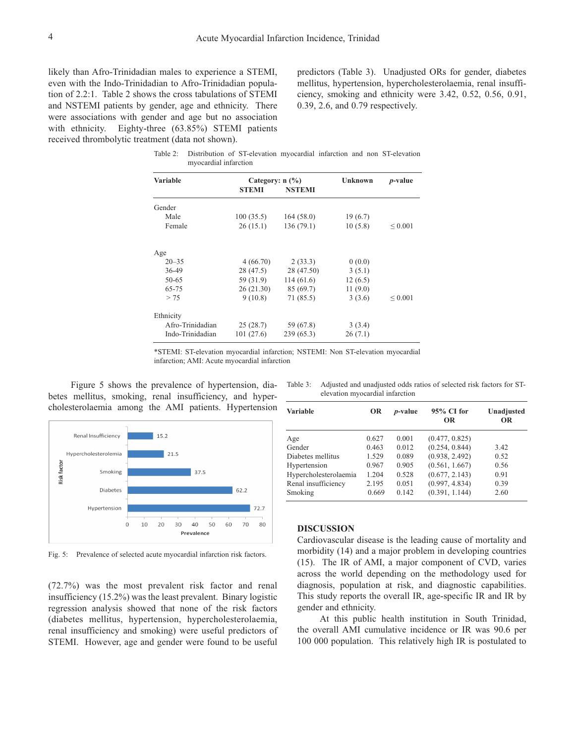likely than Afro-Trinidadian males to experience a STEMI, even with the Indo-Trinidadian to Afro-Trinidadian population of 2.2:1. Table 2 shows the cross tabulations of STEMI and NSTEMI patients by gender, age and ethnicity. There were associations with gender and age but no association with ethnicity. Eighty-three (63.85%) STEMI patients received thrombolytic treatment (data not shown).

Table 2: Distribution of ST-elevation myocardial infarction and non ST-elevation myocardial infarction

| Variable | Category: n (%) STEMI | NSTEMI | Unknown | *p*-value |
|---|---|---|---|---|
| Gender | | | | |
| Male | 100 (35.5) | 164 (58.0) | 19 (6.7) | |
| Female | 26 (15.1) | 136 (79.1) | 10 (5.8) | ≤ 0.001 |
| Age | | | | |
| 20–35 | 4 (66.70) | 2 (33.3) | 0 (0.0) | |
| 36-49 | 28 (47.5) | 28 (47.50) | 3 (5.1) | |
| 50-65 | 59 (31.9) | 114 (61.6) | 12 (6.5) | |
| 65-75 | 26 (21.30) | 85 (69.7) | 11 (9.0) | |
| > 75 | 9 (10.8) | 71 (85.5) | 3 (3.6) | ≤ 0.001 |
| Ethnicity | | | | |
| Afro-Trinidadian | 25 (28.7) | 59 (67.8) | 3 (3.4) | |
| Indo-Trinidadian | 101 (27.6) | 239 (65.3) | 26 (7.1) | |

*STEMI: ST-elevation myocardial infarction; NSTEMI: Non ST-elevation myocardial infarction; AMI: Acute myocardial infarction

Figure 5 shows the prevalence of hypertension, diabetes mellitus, smoking, renal insufficiency, and hypercholesterolaemia among the AMI patients. Hypertension (72.7%) was the most prevalent risk factor and renal insufficiency (15.2%) was the least prevalent. Binary logistic regression analysis showed that none of the risk factors (diabetes mellitus, hypertension, hypercholesterolaemia, renal insufficiency and smoking) were useful predictors of STEMI. However, age and gender were found to be useful predictors (Table 3). Unadjusted ORs for gender, diabetes mellitus, hypertension, hypercholesterolaemia, renal insufficiency, smoking and ethnicity were 3.42, 0.52, 0.56, 0.91, 0.39, 2.6, and 0.79 respectively.

| Risk factor | Prevalence |
|---|---|
| Renal Insufficiency | 15.2 |
| Hypercholesterolemia | 21.5 |
| Smoking | 37.5 |
| Diabetes | 62.2 |
| Hypertension | 72.7 |

Fig. 5: Prevalence of selected acute myocardial infarction risk factors.

Table 3: Adjusted and unadjusted odds ratios of selected risk factors for ST-elevation myocardial infarction

| Variable | OR | *p*-value | 95% CI for OR | Unadjusted OR |
|---|---|---|---|---|
| Age | 0.627 | 0.001 | (0.477, 0.825) | |
| Gender | 0.463 | 0.012 | (0.254, 0.844) | 3.42 |
| Diabetes mellitus | 1.529 | 0.089 | (0.938, 2.492) | 0.52 |
| Hypertension | 0.967 | 0.905 | (0.561, 1.667) | 0.56 |
| Hypercholesterolaemia | 1.204 | 0.528 | (0.677, 2.143) | 0.91 |
| Renal insufficiency | 2.195 | 0.051 | (0.997, 4.834) | 0.39 |
| Smoking | 0.669 | 0.142 | (0.391, 1.144) | 2.60 |

## DISCUSSION

Cardiovascular disease is the leading cause of mortality and morbidity (14) and a major problem in developing countries (15). The IR of AMI, a major component of CVD, varies across the world depending on the methodology used for diagnosis, population at risk, and diagnostic capabilities. This study reports the overall IR, age-specific IR and IR by gender and ethnicity.

At this public health institution in South Trinidad, the overall AMI cumulative incidence or IR was 90.6 per 100 000 population. This relatively high IR is postulated to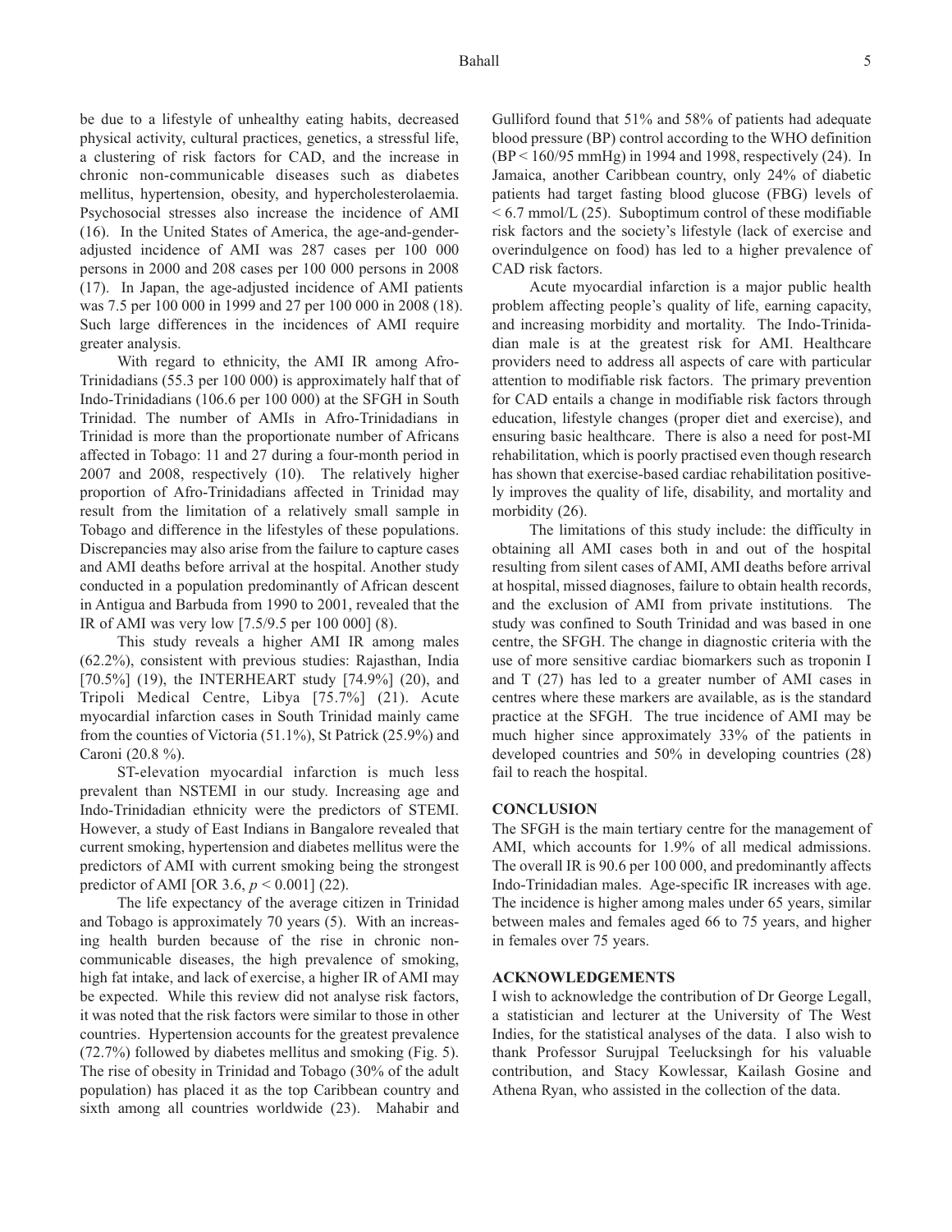be due to a lifestyle of unhealthy eating habits, decreased physical activity, cultural practices, genetics, a stressful life, a clustering of risk factors for CAD, and the increase in chronic non-communicable diseases such as diabetes mellitus, hypertension, obesity, and hypercholesterolaemia. Psychosocial stresses also increase the incidence of AMI (16). In the United States of America, the age-and-gender-adjusted incidence of AMI was 287 cases per 100 000 persons in 2000 and 208 cases per 100 000 persons in 2008 (17). In Japan, the age-adjusted incidence of AMI patients was 7.5 per 100 000 in 1999 and 27 per 100 000 in 2008 (18). Such large differences in the incidences of AMI require greater analysis.

With regard to ethnicity, the AMI IR among Afro-Trinidadians (55.3 per 100 000) is approximately half that of Indo-Trinidadians (106.6 per 100 000) at the SFGH in South Trinidad. The number of AMIs in Afro-Trinidadians in Trinidad is more than the proportionate number of Africans affected in Tobago: 11 and 27 during a four-month period in 2007 and 2008, respectively (10). The relatively higher proportion of Afro-Trinidadians affected in Trinidad may result from the limitation of a relatively small sample in Tobago and difference in the lifestyles of these populations. Discrepancies may also arise from the failure to capture cases and AMI deaths before arrival at the hospital. Another study conducted in a population predominantly of African descent in Antigua and Barbuda from 1990 to 2001, revealed that the IR of AMI was very low [7.5/9.5 per 100 000] (8).

This study reveals a higher AMI IR among males (62.2%), consistent with previous studies: Rajasthan, India [70.5%] (19), the INTERHEART study [74.9%] (20), and Tripoli Medical Centre, Libya [75.7%] (21). Acute myocardial infarction cases in South Trinidad mainly came from the counties of Victoria (51.1%), St Patrick (25.9%) and Caroni (20.8 %).

ST-elevation myocardial infarction is much less prevalent than NSTEMI in our study. Increasing age and Indo-Trinidadian ethnicity were the predictors of STEMI. However, a study of East Indians in Bangalore revealed that current smoking, hypertension and diabetes mellitus were the predictors of AMI with current smoking being the strongest predictor of AMI [OR 3.6, $p < 0.001$] (22).

The life expectancy of the average citizen in Trinidad and Tobago is approximately 70 years (5). With an increasing health burden because of the rise in chronic non-communicable diseases, the high prevalence of smoking, high fat intake, and lack of exercise, a higher IR of AMI may be expected. While this review did not analyse risk factors, it was noted that the risk factors were similar to those in other countries. Hypertension accounts for the greatest prevalence (72.7%) followed by diabetes mellitus and smoking (Fig. 5). The rise of obesity in Trinidad and Tobago (30% of the adult population) has placed it as the top Caribbean country and sixth among all countries worldwide (23). Mahabir and Gulliford found that 51% and 58% of patients had adequate blood pressure (BP) control according to the WHO definition (BP < 160/95 mmHg) in 1994 and 1998, respectively (24). In Jamaica, another Caribbean country, only 24% of diabetic patients had target fasting blood glucose (FBG) levels of < 6.7 mmol/L (25). Suboptimum control of these modifiable risk factors and the society's lifestyle (lack of exercise and overindulgence on food) has led to a higher prevalence of CAD risk factors.

Acute myocardial infarction is a major public health problem affecting people's quality of life, earning capacity, and increasing morbidity and mortality. The Indo-Trinidadian male is at the greatest risk for AMI. Healthcare providers need to address all aspects of care with particular attention to modifiable risk factors. The primary prevention for CAD entails a change in modifiable risk factors through education, lifestyle changes (proper diet and exercise), and ensuring basic healthcare. There is also a need for post-MI rehabilitation, which is poorly practised even though research has shown that exercise-based cardiac rehabilitation positively improves the quality of life, disability, and mortality and morbidity (26).

The limitations of this study include: the difficulty in obtaining all AMI cases both in and out of the hospital resulting from silent cases of AMI, AMI deaths before arrival at hospital, missed diagnoses, failure to obtain health records, and the exclusion of AMI from private institutions. The study was confined to South Trinidad and was based in one centre, the SFGH. The change in diagnostic criteria with the use of more sensitive cardiac biomarkers such as troponin I and T (27) has led to a greater number of AMI cases in centres where these markers are available, as is the standard practice at the SFGH. The true incidence of AMI may be much higher since approximately 33% of the patients in developed countries and 50% in developing countries (28) fail to reach the hospital.

## CONCLUSION

The SFGH is the main tertiary centre for the management of AMI, which accounts for 1.9% of all medical admissions. The overall IR is 90.6 per 100 000, and predominantly affects Indo-Trinidadian males. Age-specific IR increases with age. The incidence is higher among males under 65 years, similar between males and females aged 66 to 75 years, and higher in females over 75 years.

## ACKNOWLEDGEMENTS

I wish to acknowledge the contribution of Dr George Legall, a statistician and lecturer at the University of The West Indies, for the statistical analyses of the data. I also wish to thank Professor Surujpal Teelucksingh for his valuable contribution, and Stacy Kowlessar, Kailash Gosine and Athena Ryan, who assisted in the collection of the data.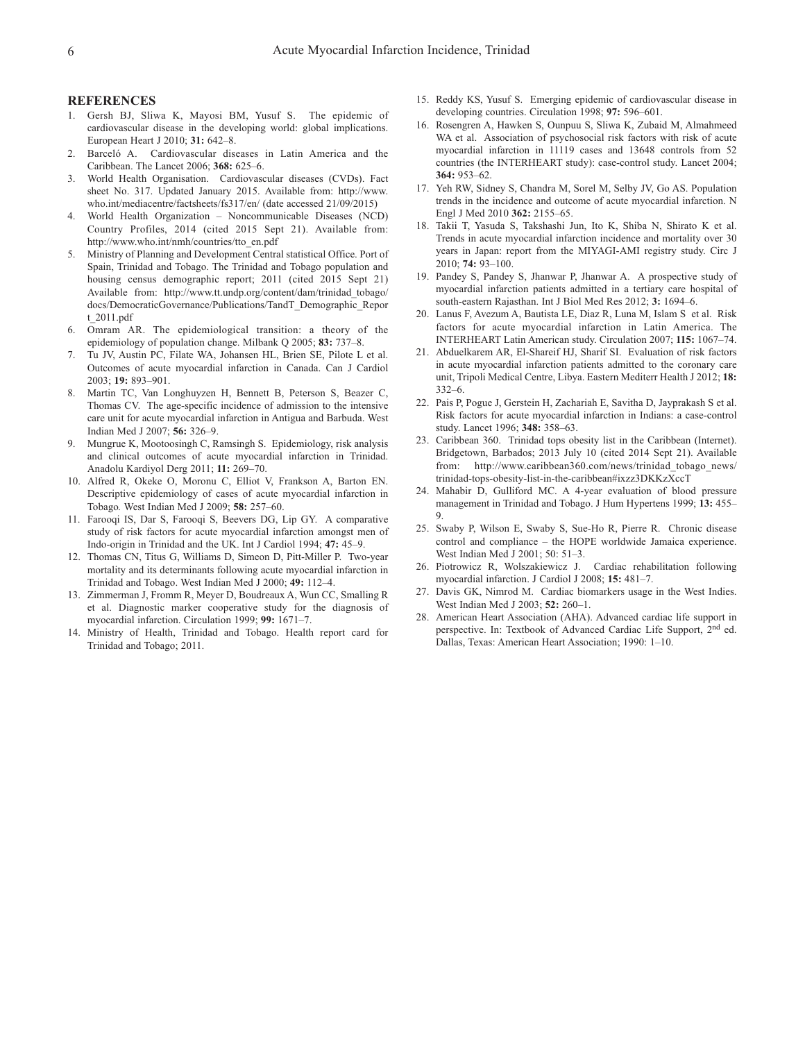## REFERENCES

1. Gersh BJ, Sliwa K, Mayosi BM, Yusuf S. The epidemic of cardiovascular disease in the developing world: global implications. European Heart J 2010; **31:** 642–8.
2. Barceló A. Cardiovascular diseases in Latin America and the Caribbean. The Lancet 2006; **368:** 625–6.
3. World Health Organisation. Cardiovascular diseases (CVDs). Fact sheet No. 317. Updated January 2015. Available from: http://www.who.int/mediacentre/factsheets/fs317/en/ (date accessed 21/09/2015)
4. World Health Organization – Noncommunicable Diseases (NCD) Country Profiles, 2014 (cited 2015 Sept 21). Available from: http://www.who.int/nmh/countries/tto_en.pdf
5. Ministry of Planning and Development Central statistical Office. Port of Spain, Trinidad and Tobago. The Trinidad and Tobago population and housing census demographic report; 2011 (cited 2015 Sept 21) Available from: http://www.tt.undp.org/content/dam/trinidad_tobago/docs/DemocraticGovernance/Publications/TandT_Demographic_Report_2011.pdf
6. Omram AR. The epidemiological transition: a theory of the epidemiology of population change. Milbank Q 2005; **83:** 737–8.
7. Tu JV, Austin PC, Filate WA, Johansen HL, Brien SE, Pilote L et al. Outcomes of acute myocardial infarction in Canada. Can J Cardiol 2003; **19:** 893–901.
8. Martin TC, Van Longhuyzen H, Bennett B, Peterson S, Beazer C, Thomas CV. The age-specific incidence of admission to the intensive care unit for acute myocardial infarction in Antigua and Barbuda. West Indian Med J 2007; **56:** 326–9.
9. Mungrue K, Mootoosingh C, Ramsingh S. Epidemiology, risk analysis and clinical outcomes of acute myocardial infarction in Trinidad. Anadolu Kardiyol Derg 2011; **11:** 269–70.
10. Alfred R, Okeke O, Moronu C, Elliot V, Frankson A, Barton EN. Descriptive epidemiology of cases of acute myocardial infarction in Tobago. West Indian Med J 2009; **58:** 257–60.
11. Farooqi IS, Dar S, Farooqi S, Beevers DG, Lip GY. A comparative study of risk factors for acute myocardial infarction amongst men of Indo-origin in Trinidad and the UK. Int J Cardiol 1994; **47:** 45–9.
12. Thomas CN, Titus G, Williams D, Simeon D, Pitt-Miller P. Two-year mortality and its determinants following acute myocardial infarction in Trinidad and Tobago. West Indian Med J 2000; **49:** 112–4.
13. Zimmerman J, Fromm R, Meyer D, Boudreaux A, Wun CC, Smalling R et al. Diagnostic marker cooperative study for the diagnosis of myocardial infarction. Circulation 1999; **99:** 1671–7.
14. Ministry of Health, Trinidad and Tobago. Health report card for Trinidad and Tobago; 2011.
15. Reddy KS, Yusuf S. Emerging epidemic of cardiovascular disease in developing countries. Circulation 1998; **97:** 596–601.
16. Rosengren A, Hawken S, Ounpuu S, Sliwa K, Zubaid M, Almahmeed WA et al. Association of psychosocial risk factors with risk of acute myocardial infarction in 11119 cases and 13648 controls from 52 countries (the INTERHEART study): case-control study. Lancet 2004; **364:** 953–62.
17. Yeh RW, Sidney S, Chandra M, Sorel M, Selby JV, Go AS. Population trends in the incidence and outcome of acute myocardial infarction. N Engl J Med 2010 **362:** 2155–65.
18. Takii T, Yasuda S, Takshashi Jun, Ito K, Shiba N, Shirato K et al. Trends in acute myocardial infarction incidence and mortality over 30 years in Japan: report from the MIYAGI-AMI registry study. Circ J 2010; **74:** 93–100.
19. Pandey S, Pandey S, Jhanwar P, Jhanwar A. A prospective study of myocardial infarction patients admitted in a tertiary care hospital of south-eastern Rajasthan. Int J Biol Med Res 2012; **3:** 1694–6.
20. Lanus F, Avezum A, Bautista LE, Diaz R, Luna M, Islam S et al. Risk factors for acute myocardial infarction in Latin America. The INTERHEART Latin American study. Circulation 2007; **115:** 1067–74.
21. Abduelkarem AR, El-Shareif HJ, Sharif SI. Evaluation of risk factors in acute myocardial infarction patients admitted to the coronary care unit, Tripoli Medical Centre, Libya. Eastern Mediterr Health J 2012; **18:** 332–6.
22. Pais P, Pogue J, Gerstein H, Zachariah E, Savitha D, Jayprakash S et al. Risk factors for acute myocardial infarction in Indians: a case-control study. Lancet 1996; **348:** 358–63.
23. Caribbean 360. Trinidad tops obesity list in the Caribbean (Internet). Bridgetown, Barbados; 2013 July 10 (cited 2014 Sept 21). Available from: http://www.caribbean360.com/news/trinidad_tobago_news/trinidad-tops-obesity-list-in-the-caribbean#ixzz3DKKzXccT
24. Mahabir D, Gulliford MC. A 4-year evaluation of blood pressure management in Trinidad and Tobago. J Hum Hypertens 1999; **13:** 455–9.
25. Swaby P, Wilson E, Swaby S, Sue-Ho R, Pierre R. Chronic disease control and compliance – the HOPE worldwide Jamaica experience. West Indian Med J 2001; 50: 51–3.
26. Piotrowicz R, Wolszakiewicz J. Cardiac rehabilitation following myocardial infarction. J Cardiol J 2008; **15:** 481–7.
27. Davis GK, Nimrod M. Cardiac biomarkers usage in the West Indies. West Indian Med J 2003; **52:** 260–1.
28. American Heart Association (AHA). Advanced cardiac life support in perspective. In: Textbook of Advanced Cardiac Life Support, 2nd ed. Dallas, Texas: American Heart Association; 1990: 1–10.